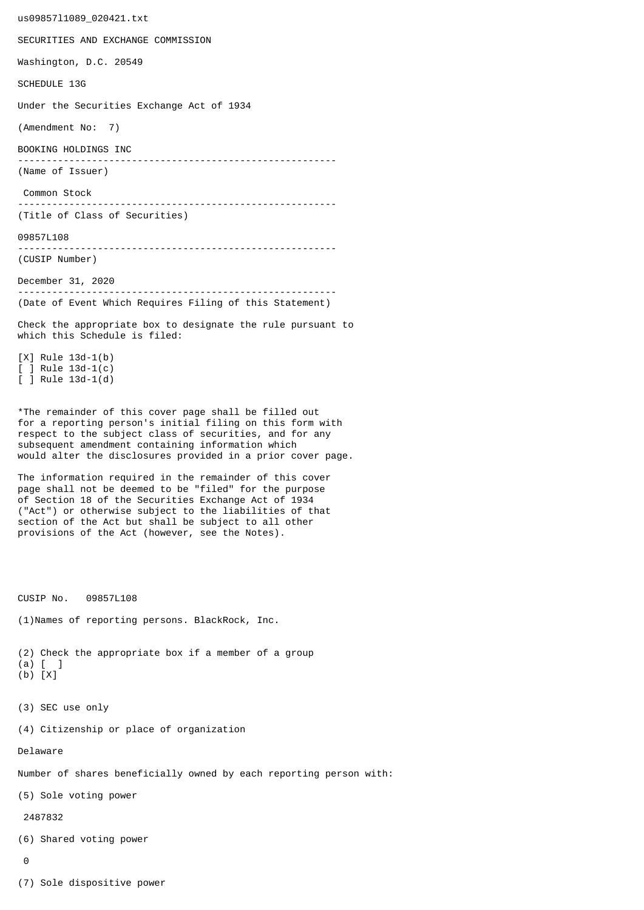us09857l1089_020421.txt

SECURITIES AND EXCHANGE COMMISSION

Washington, D.C. 20549

SCHEDULE 13G

Under the Securities Exchange Act of 1934

(Amendment No: 7)

BOOKING HOLDINGS INC

--------------------------------------------------------
(Name of Issuer)

Common Stock

--------------------------------------------------------
(Title of Class of Securities)

09857L108

--------------------------------------------------------
(CUSIP Number)

December 31, 2020

--------------------------------------------------------
(Date of Event Which Requires Filing of this Statement)

Check the appropriate box to designate the rule pursuant to which this Schedule is filed:

[X] Rule 13d-1(b)
[ ] Rule 13d-1(c)
[ ] Rule 13d-1(d)

*The remainder of this cover page shall be filled out for a reporting person's initial filing on this form with respect to the subject class of securities, and for any subsequent amendment containing information which would alter the disclosures provided in a prior cover page.

The information required in the remainder of this cover page shall not be deemed to be "filed" for the purpose of Section 18 of the Securities Exchange Act of 1934 ("Act") or otherwise subject to the liabilities of that section of the Act but shall be subject to all other provisions of the Act (however, see the Notes).

CUSIP No. 09857L108

(1)Names of reporting persons. BlackRock, Inc.

(2) Check the appropriate box if a member of a group
(a) [ ]
(b) [X]

(3) SEC use only

(4) Citizenship or place of organization

Delaware

Number of shares beneficially owned by each reporting person with:

(5) Sole voting power

2487832

(6) Shared voting power

0

(7) Sole dispositive power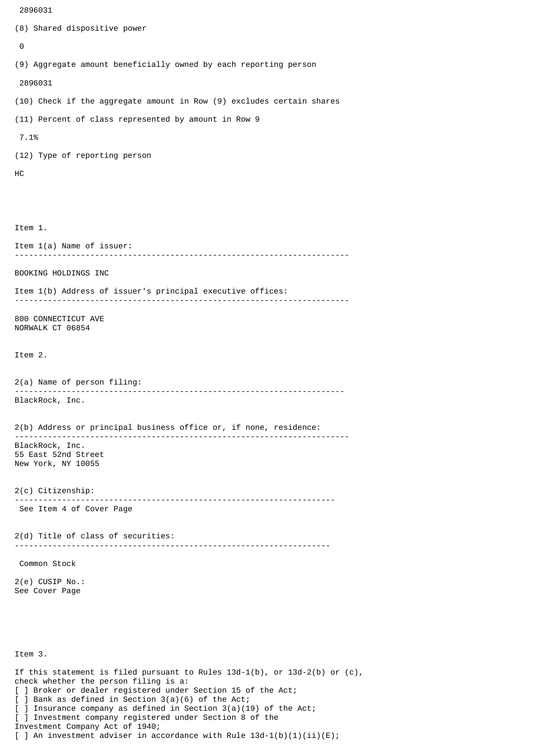2896031

(8) Shared dispositive power

0

(9) Aggregate amount beneficially owned by each reporting person

2896031

(10) Check if the aggregate amount in Row (9) excludes certain shares

(11) Percent of class represented by amount in Row 9

7.1%

(12) Type of reporting person

HC

Item 1.

Item 1(a) Name of issuer:

---

BOOKING HOLDINGS INC

Item 1(b) Address of issuer's principal executive offices:

---

800 CONNECTICUT AVE
NORWALK CT 06854

Item 2.

2(a) Name of person filing:

---

BlackRock, Inc.

2(b) Address or principal business office or, if none, residence:

---

BlackRock, Inc.
55 East 52nd Street
New York, NY 10055

2(c) Citizenship:

---

See Item 4 of Cover Page

2(d) Title of class of securities:

---

Common Stock

2(e) CUSIP No.:
See Cover Page

Item 3.

If this statement is filed pursuant to Rules 13d-1(b), or 13d-2(b) or (c), check whether the person filing is a:
[ ] Broker or dealer registered under Section 15 of the Act;
[ ] Bank as defined in Section 3(a)(6) of the Act;
[ ] Insurance company as defined in Section 3(a)(19) of the Act;
[ ] Investment company registered under Section 8 of the Investment Company Act of 1940;
[ ] An investment adviser in accordance with Rule 13d-1(b)(1)(ii)(E);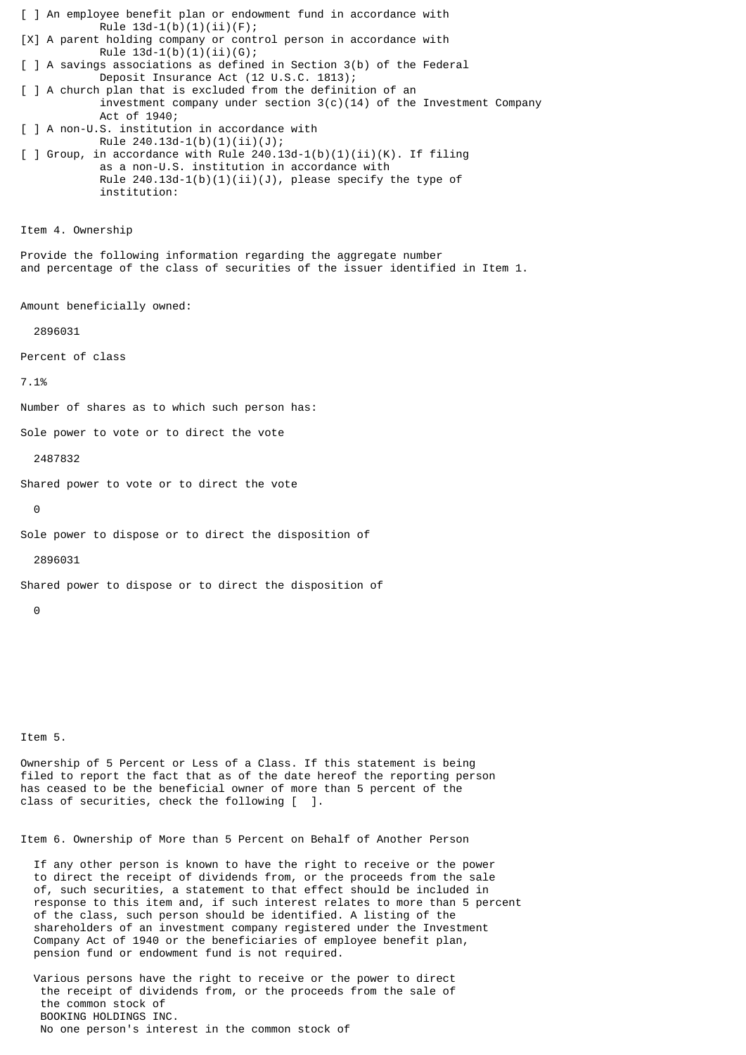[ ] An employee benefit plan or endowment fund in accordance with Rule 13d-1(b)(1)(ii)(F);

[X] A parent holding company or control person in accordance with Rule 13d-1(b)(1)(ii)(G);

[ ] A savings associations as defined in Section 3(b) of the Federal Deposit Insurance Act (12 U.S.C. 1813);

[ ] A church plan that is excluded from the definition of an investment company under section 3(c)(14) of the Investment Company Act of 1940;

[ ] A non-U.S. institution in accordance with Rule 240.13d-1(b)(1)(ii)(J);

[ ] Group, in accordance with Rule 240.13d-1(b)(1)(ii)(K). If filing as a non-U.S. institution in accordance with Rule 240.13d-1(b)(1)(ii)(J), please specify the type of institution:

Item 4. Ownership

Provide the following information regarding the aggregate number and percentage of the class of securities of the issuer identified in Item 1.

Amount beneficially owned:

2896031

Percent of class

7.1%

Number of shares as to which such person has:

Sole power to vote or to direct the vote

2487832

Shared power to vote or to direct the vote

0

Sole power to dispose or to direct the disposition of

2896031

Shared power to dispose or to direct the disposition of

0

Item 5.

Ownership of 5 Percent or Less of a Class. If this statement is being filed to report the fact that as of the date hereof the reporting person has ceased to be the beneficial owner of more than 5 percent of the class of securities, check the following [ ].

Item 6. Ownership of More than 5 Percent on Behalf of Another Person

If any other person is known to have the right to receive or the power to direct the receipt of dividends from, or the proceeds from the sale of, such securities, a statement to that effect should be included in response to this item and, if such interest relates to more than 5 percent of the class, such person should be identified. A listing of the shareholders of an investment company registered under the Investment Company Act of 1940 or the beneficiaries of employee benefit plan, pension fund or endowment fund is not required.

Various persons have the right to receive or the power to direct the receipt of dividends from, or the proceeds from the sale of the common stock of BOOKING HOLDINGS INC. No one person's interest in the common stock of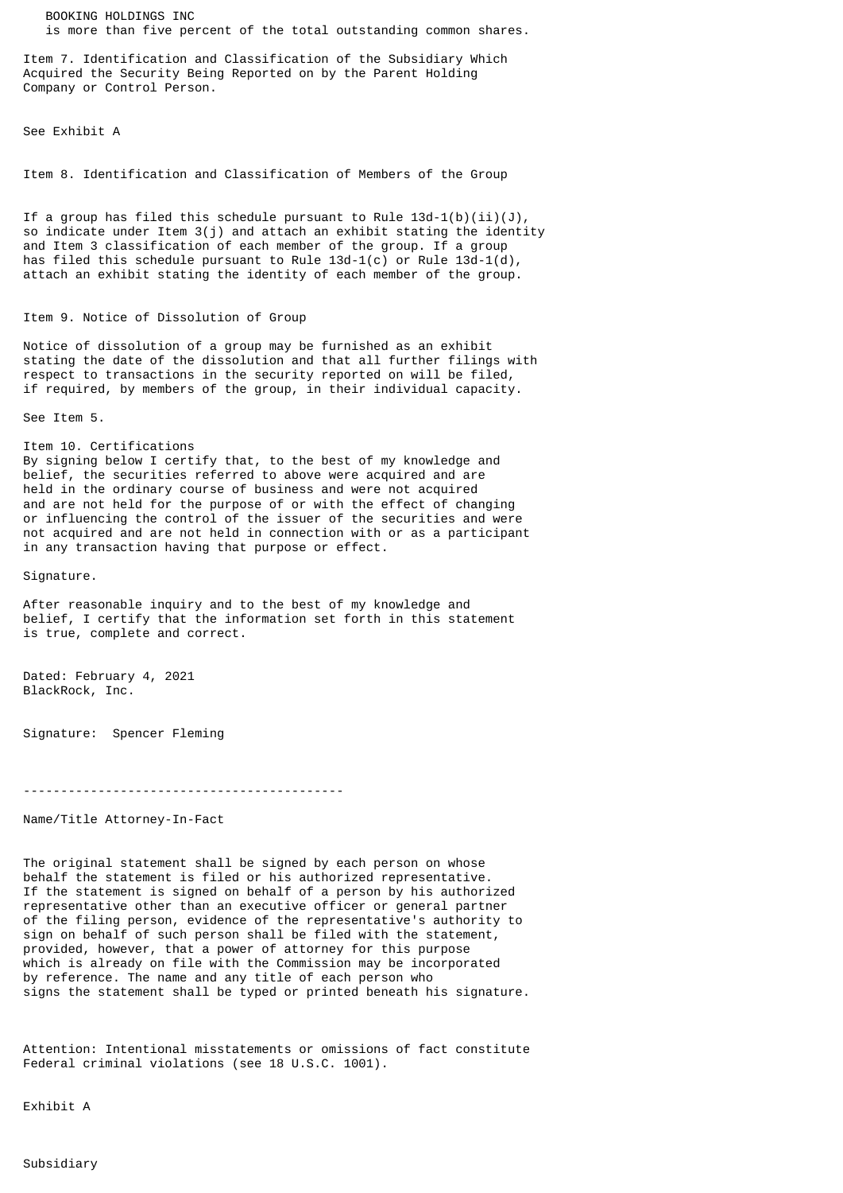BOOKING HOLDINGS INC
is more than five percent of the total outstanding common shares.

Item 7. Identification and Classification of the Subsidiary Which Acquired the Security Being Reported on by the Parent Holding Company or Control Person.

See Exhibit A

Item 8. Identification and Classification of Members of the Group

If a group has filed this schedule pursuant to Rule 13d-1(b)(ii)(J), so indicate under Item 3(j) and attach an exhibit stating the identity and Item 3 classification of each member of the group. If a group has filed this schedule pursuant to Rule 13d-1(c) or Rule 13d-1(d), attach an exhibit stating the identity of each member of the group.

Item 9. Notice of Dissolution of Group

Notice of dissolution of a group may be furnished as an exhibit stating the date of the dissolution and that all further filings with respect to transactions in the security reported on will be filed, if required, by members of the group, in their individual capacity.

See Item 5.

Item 10. Certifications
By signing below I certify that, to the best of my knowledge and belief, the securities referred to above were acquired and are held in the ordinary course of business and were not acquired and are not held for the purpose of or with the effect of changing or influencing the control of the issuer of the securities and were not acquired and are not held in connection with or as a participant in any transaction having that purpose or effect.

Signature.

After reasonable inquiry and to the best of my knowledge and belief, I certify that the information set forth in this statement is true, complete and correct.

Dated: February 4, 2021
BlackRock, Inc.

Signature: Spencer Fleming

-------------------------------------------

Name/Title Attorney-In-Fact

The original statement shall be signed by each person on whose behalf the statement is filed or his authorized representative. If the statement is signed on behalf of a person by his authorized representative other than an executive officer or general partner of the filing person, evidence of the representative's authority to sign on behalf of such person shall be filed with the statement, provided, however, that a power of attorney for this purpose which is already on file with the Commission may be incorporated by reference. The name and any title of each person who signs the statement shall be typed or printed beneath his signature.

Attention: Intentional misstatements or omissions of fact constitute Federal criminal violations (see 18 U.S.C. 1001).

Exhibit A

Subsidiary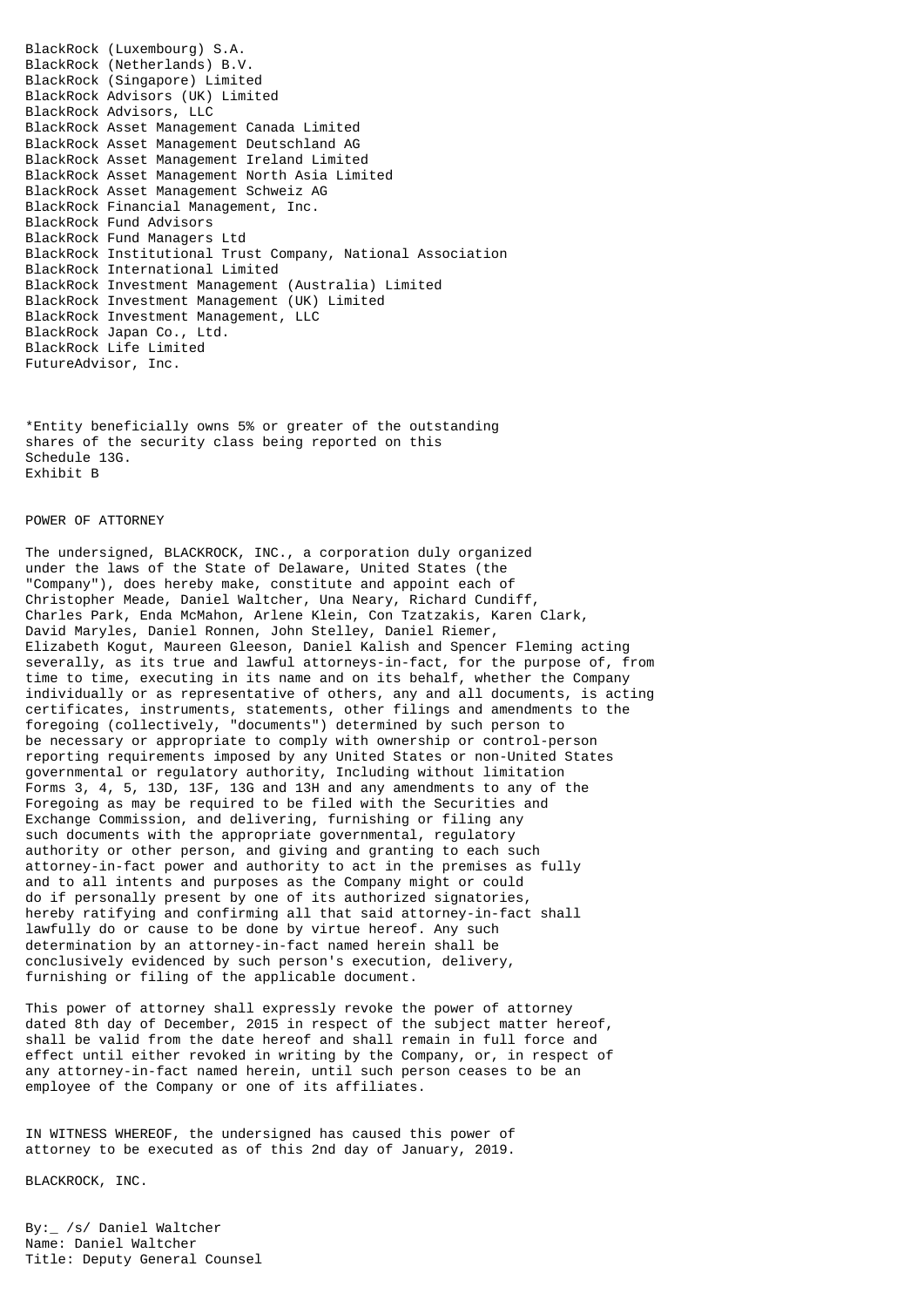BlackRock (Luxembourg) S.A.
BlackRock (Netherlands) B.V.
BlackRock (Singapore) Limited
BlackRock Advisors (UK) Limited
BlackRock Advisors, LLC
BlackRock Asset Management Canada Limited
BlackRock Asset Management Deutschland AG
BlackRock Asset Management Ireland Limited
BlackRock Asset Management North Asia Limited
BlackRock Asset Management Schweiz AG
BlackRock Financial Management, Inc.
BlackRock Fund Advisors
BlackRock Fund Managers Ltd
BlackRock Institutional Trust Company, National Association
BlackRock International Limited
BlackRock Investment Management (Australia) Limited
BlackRock Investment Management (UK) Limited
BlackRock Investment Management, LLC
BlackRock Japan Co., Ltd.
BlackRock Life Limited
FutureAdvisor, Inc.

*Entity beneficially owns 5% or greater of the outstanding shares of the security class being reported on this Schedule 13G.

Exhibit B

POWER OF ATTORNEY

The undersigned, BLACKROCK, INC., a corporation duly organized under the laws of the State of Delaware, United States (the "Company"), does hereby make, constitute and appoint each of Christopher Meade, Daniel Waltcher, Una Neary, Richard Cundiff, Charles Park, Enda McMahon, Arlene Klein, Con Tzatzakis, Karen Clark, David Maryles, Daniel Ronnen, John Stelley, Daniel Riemer, Elizabeth Kogut, Maureen Gleeson, Daniel Kalish and Spencer Fleming acting severally, as its true and lawful attorneys-in-fact, for the purpose of, from time to time, executing in its name and on its behalf, whether the Company individually or as representative of others, any and all documents, is acting certificates, instruments, statements, other filings and amendments to the foregoing (collectively, "documents") determined by such person to be necessary or appropriate to comply with ownership or control-person reporting requirements imposed by any United States or non-United States governmental or regulatory authority, Including without limitation Forms 3, 4, 5, 13D, 13F, 13G and 13H and any amendments to any of the Foregoing as may be required to be filed with the Securities and Exchange Commission, and delivering, furnishing or filing any such documents with the appropriate governmental, regulatory authority or other person, and giving and granting to each such attorney-in-fact power and authority to act in the premises as fully and to all intents and purposes as the Company might or could do if personally present by one of its authorized signatories, hereby ratifying and confirming all that said attorney-in-fact shall lawfully do or cause to be done by virtue hereof. Any such determination by an attorney-in-fact named herein shall be conclusively evidenced by such person's execution, delivery, furnishing or filing of the applicable document.

This power of attorney shall expressly revoke the power of attorney dated 8th day of December, 2015 in respect of the subject matter hereof, shall be valid from the date hereof and shall remain in full force and effect until either revoked in writing by the Company, or, in respect of any attorney-in-fact named herein, until such person ceases to be an employee of the Company or one of its affiliates.

IN WITNESS WHEREOF, the undersigned has caused this power of attorney to be executed as of this 2nd day of January, 2019.

BLACKROCK, INC.

By:_ /s/ Daniel Waltcher
Name: Daniel Waltcher
Title: Deputy General Counsel